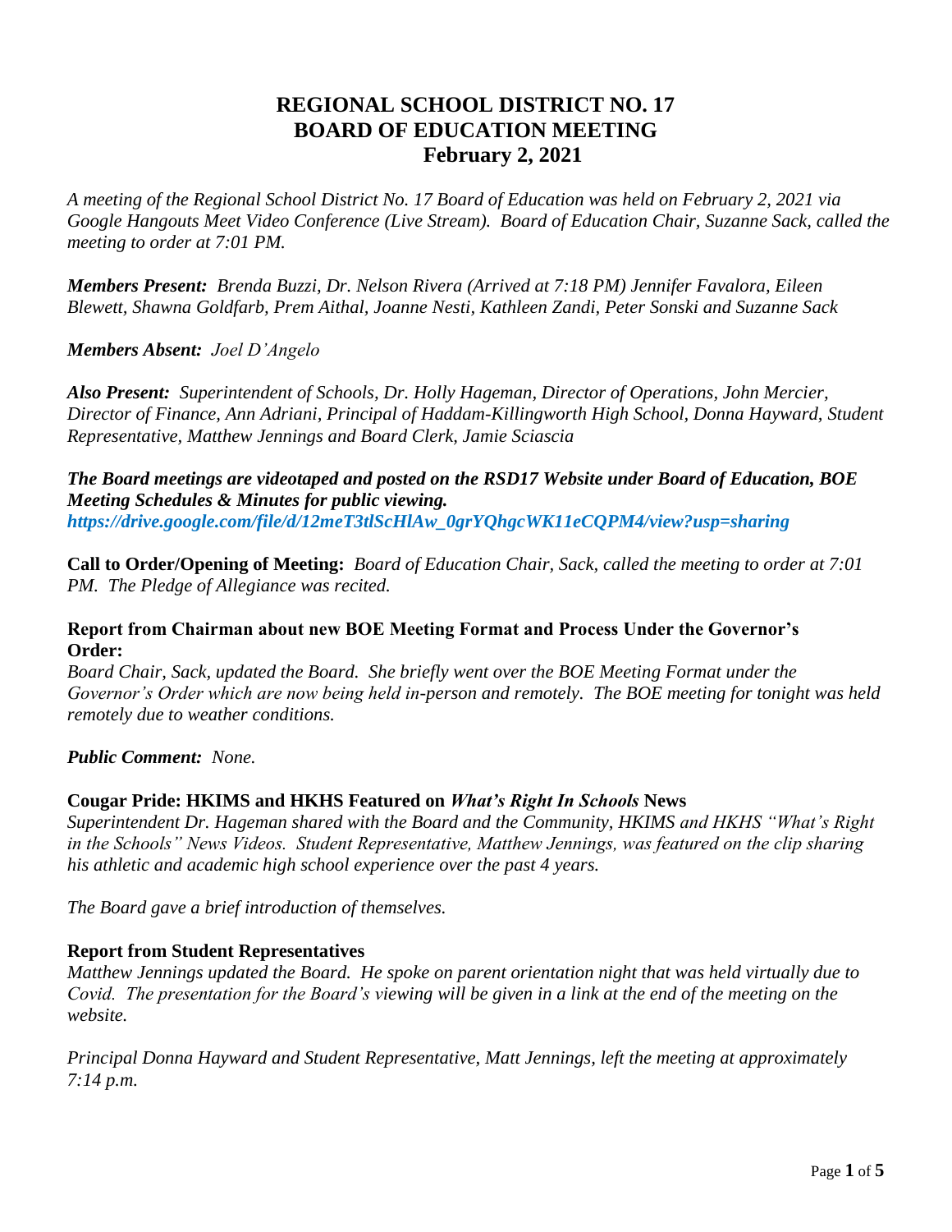# REGIONAL SCHOOL DISTRICT NO. 17
# BOARD OF EDUCATION MEETING
# February 2, 2021

*A meeting of the Regional School District No. 17 Board of Education was held on February 2, 2021 via Google Hangouts Meet Video Conference (Live Stream). Board of Education Chair, Suzanne Sack, called the meeting to order at 7:01 PM.*

***Members Present:*** *Brenda Buzzi, Dr. Nelson Rivera (Arrived at 7:18 PM) Jennifer Favalora, Eileen Blewett, Shawna Goldfarb, Prem Aithal, Joanne Nesti, Kathleen Zandi, Peter Sonski and Suzanne Sack*

***Members Absent:*** *Joel D'Angelo*

***Also Present:*** *Superintendent of Schools, Dr. Holly Hageman, Director of Operations, John Mercier, Director of Finance, Ann Adriani, Principal of Haddam-Killingworth High School, Donna Hayward, Student Representative, Matthew Jennings and Board Clerk, Jamie Sciascia*

***The Board meetings are videotaped and posted on the RSD17 Website under Board of Education, BOE Meeting Schedules & Minutes for public viewing.***
***https://drive.google.com/file/d/12meT3tlScHlAw_0grYQhgcWK11eCQPM4/view?usp=sharing***

**Call to Order/Opening of Meeting:** *Board of Education Chair, Sack, called the meeting to order at 7:01 PM. The Pledge of Allegiance was recited.*

**Report from Chairman about new BOE Meeting Format and Process Under the Governor's Order:**
*Board Chair, Sack, updated the Board. She briefly went over the BOE Meeting Format under the Governor's Order which are now being held in-person and remotely. The BOE meeting for tonight was held remotely due to weather conditions.*

***Public Comment:*** *None.*

**Cougar Pride: HKIMS and HKHS Featured on *What's Right In Schools* News**
*Superintendent Dr. Hageman shared with the Board and the Community, HKIMS and HKHS "What's Right in the Schools" News Videos. Student Representative, Matthew Jennings, was featured on the clip sharing his athletic and academic high school experience over the past 4 years.*

*The Board gave a brief introduction of themselves.*

**Report from Student Representatives**
*Matthew Jennings updated the Board. He spoke on parent orientation night that was held virtually due to Covid. The presentation for the Board's viewing will be given in a link at the end of the meeting on the website.*

*Principal Donna Hayward and Student Representative, Matt Jennings, left the meeting at approximately 7:14 p.m.*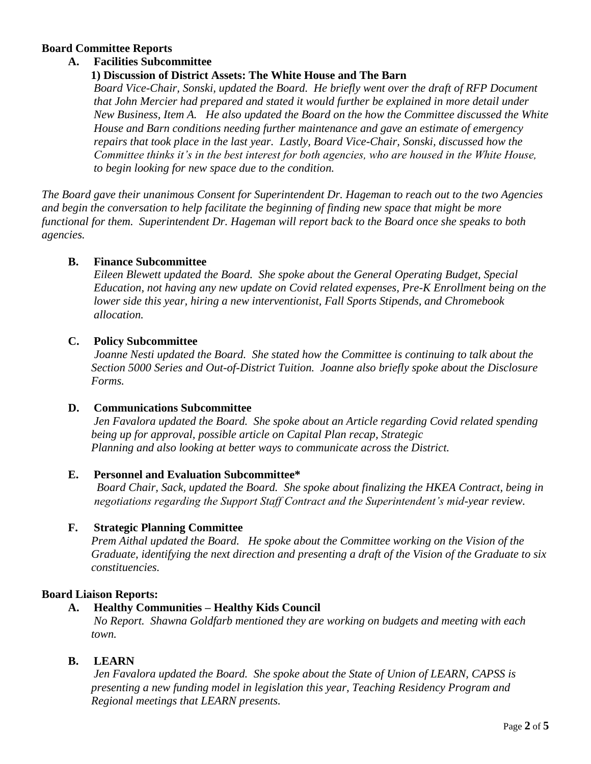**Board Committee Reports**

**A. Facilities Subcommittee**

**1) Discussion of District Assets: The White House and The Barn**

*Board Vice-Chair, Sonski, updated the Board. He briefly went over the draft of RFP Document that John Mercier had prepared and stated it would further be explained in more detail under New Business, Item A. He also updated the Board on the how the Committee discussed the White House and Barn conditions needing further maintenance and gave an estimate of emergency repairs that took place in the last year. Lastly, Board Vice-Chair, Sonski, discussed how the Committee thinks it's in the best interest for both agencies, who are housed in the White House, to begin looking for new space due to the condition.*

*The Board gave their unanimous Consent for Superintendent Dr. Hageman to reach out to the two Agencies and begin the conversation to help facilitate the beginning of finding new space that might be more functional for them. Superintendent Dr. Hageman will report back to the Board once she speaks to both agencies.*

**B. Finance Subcommittee**

*Eileen Blewett updated the Board. She spoke about the General Operating Budget, Special Education, not having any new update on Covid related expenses, Pre-K Enrollment being on the lower side this year, hiring a new interventionist, Fall Sports Stipends, and Chromebook allocation.*

**C. Policy Subcommittee**

*Joanne Nesti updated the Board. She stated how the Committee is continuing to talk about the Section 5000 Series and Out-of-District Tuition. Joanne also briefly spoke about the Disclosure Forms.*

**D. Communications Subcommittee**

*Jen Favalora updated the Board. She spoke about an Article regarding Covid related spending being up for approval, possible article on Capital Plan recap, Strategic Planning and also looking at better ways to communicate across the District.*

**E. Personnel and Evaluation Subcommittee***

*Board Chair, Sack, updated the Board. She spoke about finalizing the HKEA Contract, being in negotiations regarding the Support Staff Contract and the Superintendent's mid-year review.*

**F. Strategic Planning Committee**

*Prem Aithal updated the Board. He spoke about the Committee working on the Vision of the Graduate, identifying the next direction and presenting a draft of the Vision of the Graduate to six constituencies.*

**Board Liaison Reports:**

**A. Healthy Communities – Healthy Kids Council**

*No Report. Shawna Goldfarb mentioned they are working on budgets and meeting with each town.*

**B. LEARN**

*Jen Favalora updated the Board. She spoke about the State of Union of LEARN, CAPSS is presenting a new funding model in legislation this year, Teaching Residency Program and Regional meetings that LEARN presents.*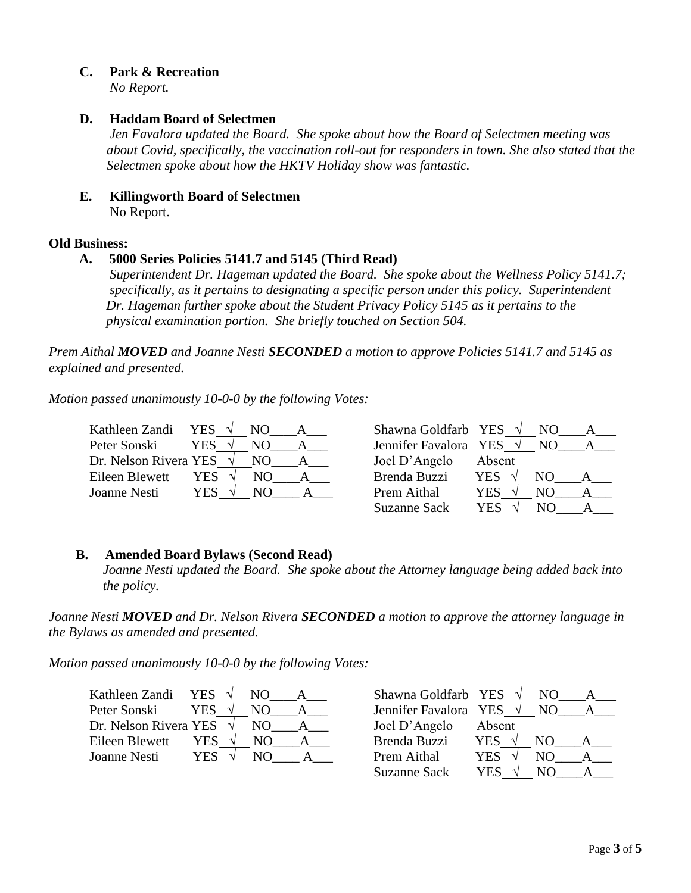**C. Park & Recreation**

*No Report.*

**D. Haddam Board of Selectmen**

*Jen Favalora updated the Board. She spoke about how the Board of Selectmen meeting was about Covid, specifically, the vaccination roll-out for responders in town. She also stated that the Selectmen spoke about how the HKTV Holiday show was fantastic.*

**E. Killingworth Board of Selectmen**

No Report.

**Old Business:**

**A. 5000 Series Policies 5141.7 and 5145 (Third Read)**

*Superintendent Dr. Hageman updated the Board. She spoke about the Wellness Policy 5141.7; specifically, as it pertains to designating a specific person under this policy. Superintendent Dr. Hageman further spoke about the Student Privacy Policy 5145 as it pertains to the physical examination portion. She briefly touched on Section 504.*

*Prem Aithal **MOVED** and Joanne Nesti **SECONDED** a motion to approve Policies 5141.7 and 5145 as explained and presented.*

*Motion passed unanimously 10-0-0 by the following Votes:*

| Member | Vote | Member | Vote |
|---|---|---|---|
| Kathleen Zandi | YES √ NO___ A___ | Shawna Goldfarb | YES √ NO___ A___ |
| Peter Sonski | YES √ NO___ A___ | Jennifer Favalora | YES √ NO___ A___ |
| Dr. Nelson Rivera | YES √ NO___ A___ | Joel D'Angelo | Absent |
| Eileen Blewett | YES √ NO___ A___ | Brenda Buzzi | YES √ NO___ A___ |
| Joanne Nesti | YES √ NO___ A___ | Prem Aithal | YES √ NO___ A___ |
| | | Suzanne Sack | YES √ NO___ A___ |

**B. Amended Board Bylaws (Second Read)**

*Joanne Nesti updated the Board. She spoke about the Attorney language being added back into the policy.*

*Joanne Nesti **MOVED** and Dr. Nelson Rivera **SECONDED** a motion to approve the attorney language in the Bylaws as amended and presented.*

*Motion passed unanimously 10-0-0 by the following Votes:*

| Member | Vote | Member | Vote |
|---|---|---|---|
| Kathleen Zandi | YES √ NO___ A___ | Shawna Goldfarb | YES √ NO___ A___ |
| Peter Sonski | YES √ NO___ A___ | Jennifer Favalora | YES √ NO___ A___ |
| Dr. Nelson Rivera | YES √ NO___ A___ | Joel D'Angelo | Absent |
| Eileen Blewett | YES √ NO___ A___ | Brenda Buzzi | YES √ NO___ A___ |
| Joanne Nesti | YES √ NO___ A___ | Prem Aithal | YES √ NO___ A___ |
| | | Suzanne Sack | YES √ NO___ A___ |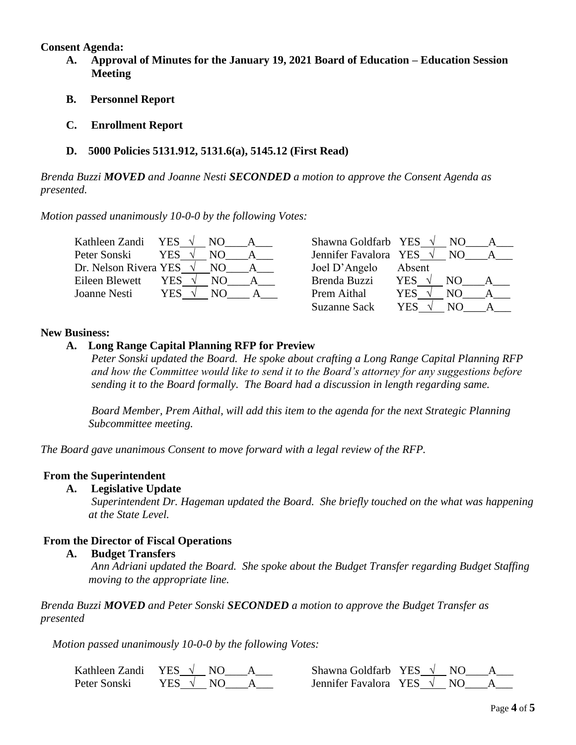**Consent Agenda:**

**A. Approval of Minutes for the January 19, 2021 Board of Education – Education Session Meeting**

**B. Personnel Report**

**C. Enrollment Report**

**D. 5000 Policies 5131.912, 5131.6(a), 5145.12 (First Read)**

*Brenda Buzzi **MOVED** and Joanne Nesti **SECONDED** a motion to approve the Consent Agenda as presented.*

*Motion passed unanimously 10-0-0 by the following Votes:*

| | | | | | | | |
|---|---|---|---|---|---|---|---|
| Kathleen Zandi | YES √ | NO___ | A___ | Shawna Goldfarb | YES √ | NO___ | A___ |
| Peter Sonski | YES √ | NO___ | A___ | Jennifer Favalora | YES √ | NO___ | A___ |
| Dr. Nelson Rivera | YES √ | NO___ | A___ | Joel D'Angelo | Absent | | |
| Eileen Blewett | YES √ | NO___ | A___ | Brenda Buzzi | YES √ | NO___ | A___ |
| Joanne Nesti | YES √ | NO___ | A___ | Prem Aithal | YES √ | NO___ | A___ |
| | | | | Suzanne Sack | YES √ | NO___ | A___ |

**New Business:**

**A. Long Range Capital Planning RFP for Preview**

*Peter Sonski updated the Board. He spoke about crafting a Long Range Capital Planning RFP and how the Committee would like to send it to the Board's attorney for any suggestions before sending it to the Board formally. The Board had a discussion in length regarding same.*

*Board Member, Prem Aithal, will add this item to the agenda for the next Strategic Planning Subcommittee meeting.*

*The Board gave unanimous Consent to move forward with a legal review of the RFP.*

**From the Superintendent**

**A. Legislative Update**

*Superintendent Dr. Hageman updated the Board. She briefly touched on the what was happening at the State Level.*

**From the Director of Fiscal Operations**

**A. Budget Transfers**

*Ann Adriani updated the Board. She spoke about the Budget Transfer regarding Budget Staffing moving to the appropriate line.*

*Brenda Buzzi **MOVED** and Peter Sonski **SECONDED** a motion to approve the Budget Transfer as presented*

*Motion passed unanimously 10-0-0 by the following Votes:*

| | | | | | | | |
|---|---|---|---|---|---|---|---|
| Kathleen Zandi | YES √ | NO___ | A___ | Shawna Goldfarb | YES √ | NO___ | A___ |
| Peter Sonski | YES √ | NO___ | A___ | Jennifer Favalora | YES √ | NO___ | A___ |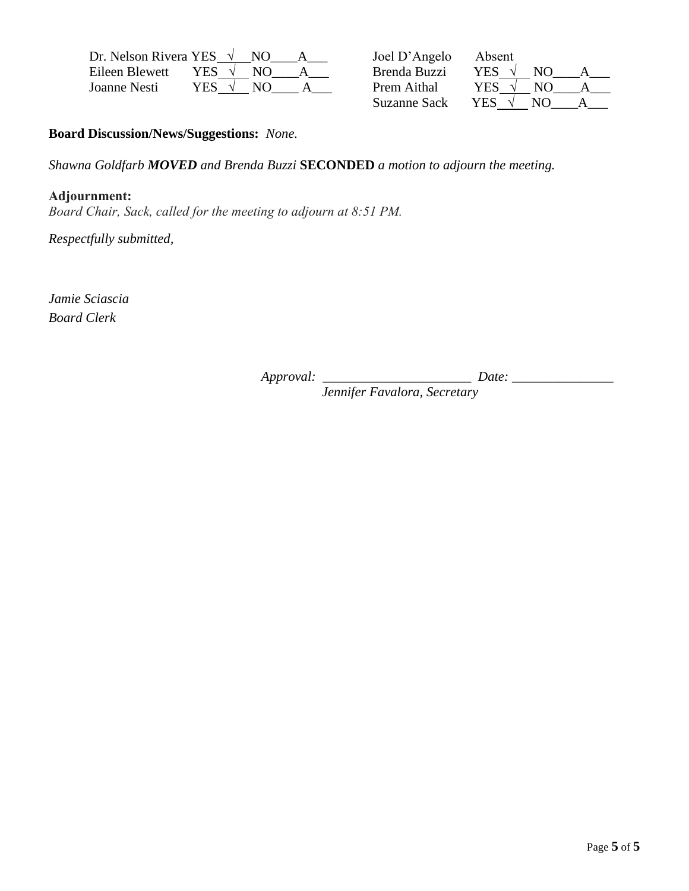| | | | |
|---|---|---|---|
| Dr. Nelson Rivera | YES √ NO____A___ | Joel D'Angelo | Absent |
| Eileen Blewett | YES √ NO____A___ | Brenda Buzzi | YES √ NO____A___ |
| Joanne Nesti | YES √ NO____ A___ | Prem Aithal | YES √ NO____A___ |
| | | Suzanne Sack | YES √ NO____A___ |

**Board Discussion/News/Suggestions:** *None.*

*Shawna Goldfarb **MOVED** and Brenda Buzzi* **SECONDED** *a motion to adjourn the meeting.*

**Adjournment:**
*Board Chair, Sack, called for the meeting to adjourn at 8:51 PM.*

*Respectfully submitted,*

*Jamie Sciascia*
*Board Clerk*

*Approval:* ______________________ *Date:* _______________
*Jennifer Favalora, Secretary*